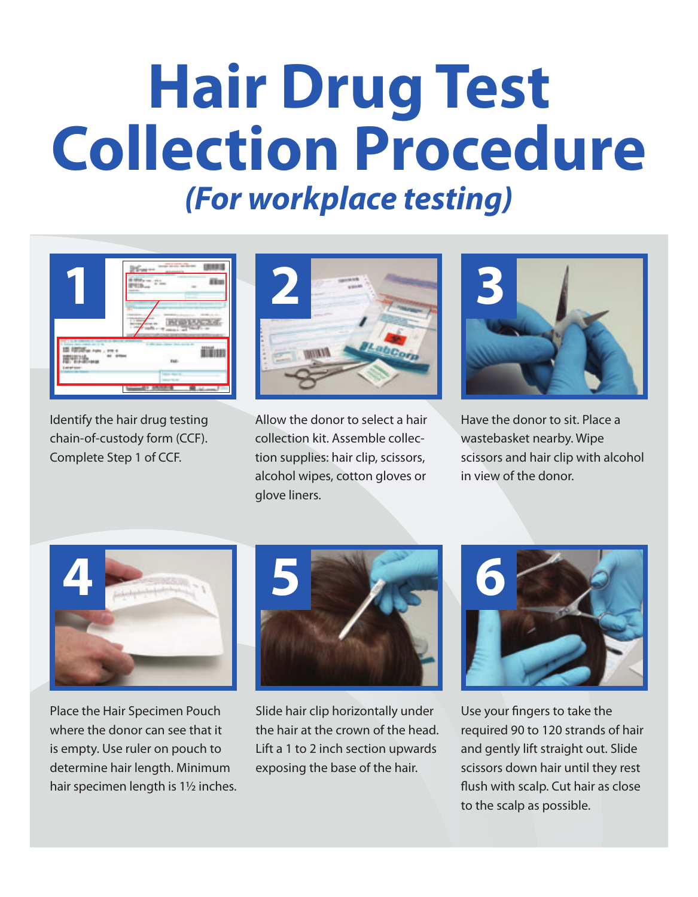# Hair Drug Test Collection Procedure

## *(For workplace testing)*

**1**

Identify the hair drug testing chain-of-custody form (CCF). Complete Step 1 of CCF.

**2**

Allow the donor to select a hair collection kit. Assemble collection supplies: hair clip, scissors, alcohol wipes, cotton gloves or glove liners.

**3**

Have the donor to sit. Place a wastebasket nearby. Wipe scissors and hair clip with alcohol in view of the donor.

**4**

Place the Hair Specimen Pouch where the donor can see that it is empty. Use ruler on pouch to determine hair length. Minimum hair specimen length is 1½ inches.

**5**

Slide hair clip horizontally under the hair at the crown of the head. Lift a 1 to 2 inch section upwards exposing the base of the hair.

**6**

Use your fingers to take the required 90 to 120 strands of hair and gently lift straight out. Slide scissors down hair until they rest flush with scalp. Cut hair as close to the scalp as possible.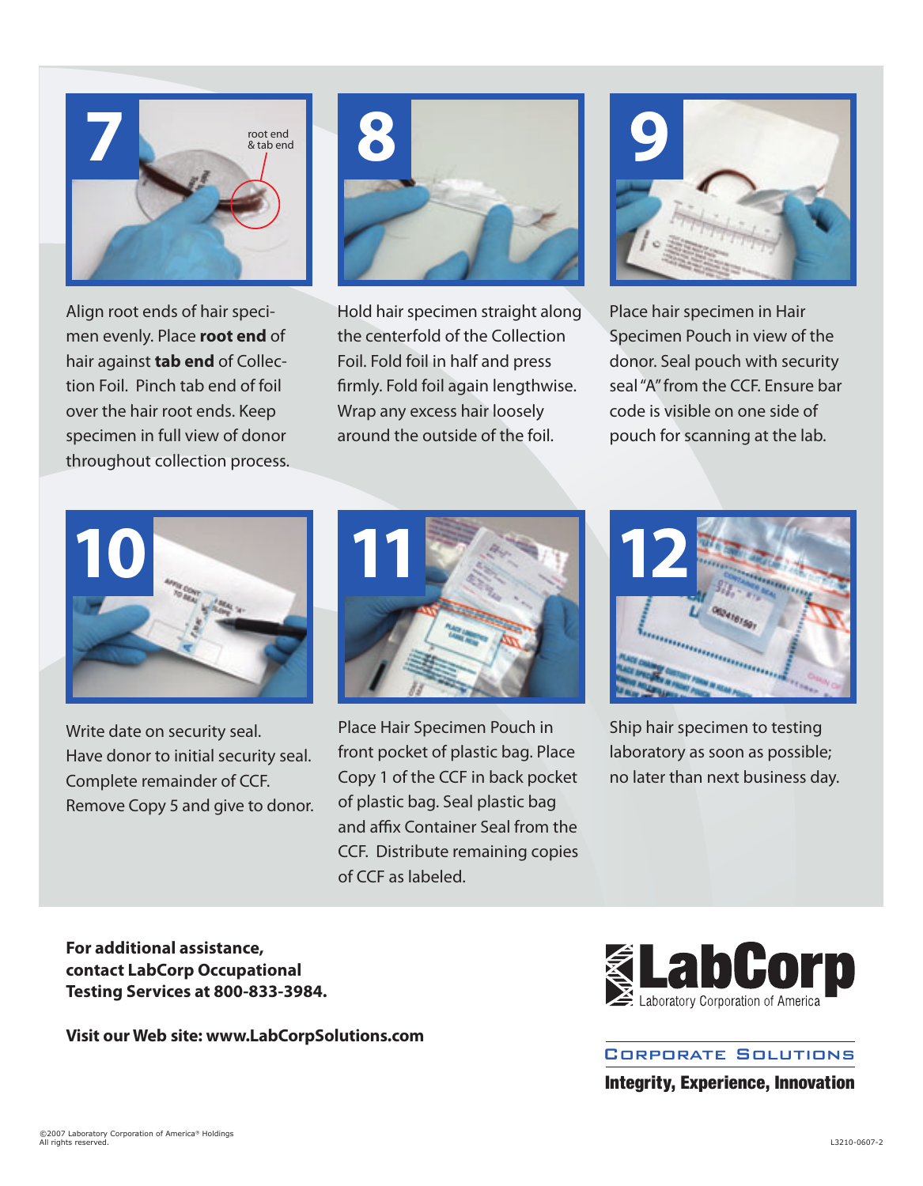**7**

root end & tab end

Align root ends of hair specimen evenly. Place **root end** of hair against **tab end** of Collection Foil. Pinch tab end of foil over the hair root ends. Keep specimen in full view of donor throughout collection process.

**8**

Hold hair specimen straight along the centerfold of the Collection Foil. Fold foil in half and press firmly. Fold foil again lengthwise. Wrap any excess hair loosely around the outside of the foil.

**9**

Place hair specimen in Hair Specimen Pouch in view of the donor. Seal pouch with security seal "A" from the CCF. Ensure bar code is visible on one side of pouch for scanning at the lab.

**10**

Write date on security seal. Have donor to initial security seal. Complete remainder of CCF. Remove Copy 5 and give to donor.

**11**

Place Hair Specimen Pouch in front pocket of plastic bag. Place Copy 1 of the CCF in back pocket of plastic bag. Seal plastic bag and affix Container Seal from the CCF. Distribute remaining copies of CCF as labeled.

**12**

Ship hair specimen to testing laboratory as soon as possible; no later than next business day.

**For additional assistance, contact LabCorp Occupational Testing Services at 800-833-3984.**

**Visit our Web site: www.LabCorpSolutions.com**

LabCorp
Laboratory Corporation of America

CORPORATE SOLUTIONS

**Integrity, Experience, Innovation**

©2007 Laboratory Corporation of America® Holdings
All rights reserved.

L3210-0607-2